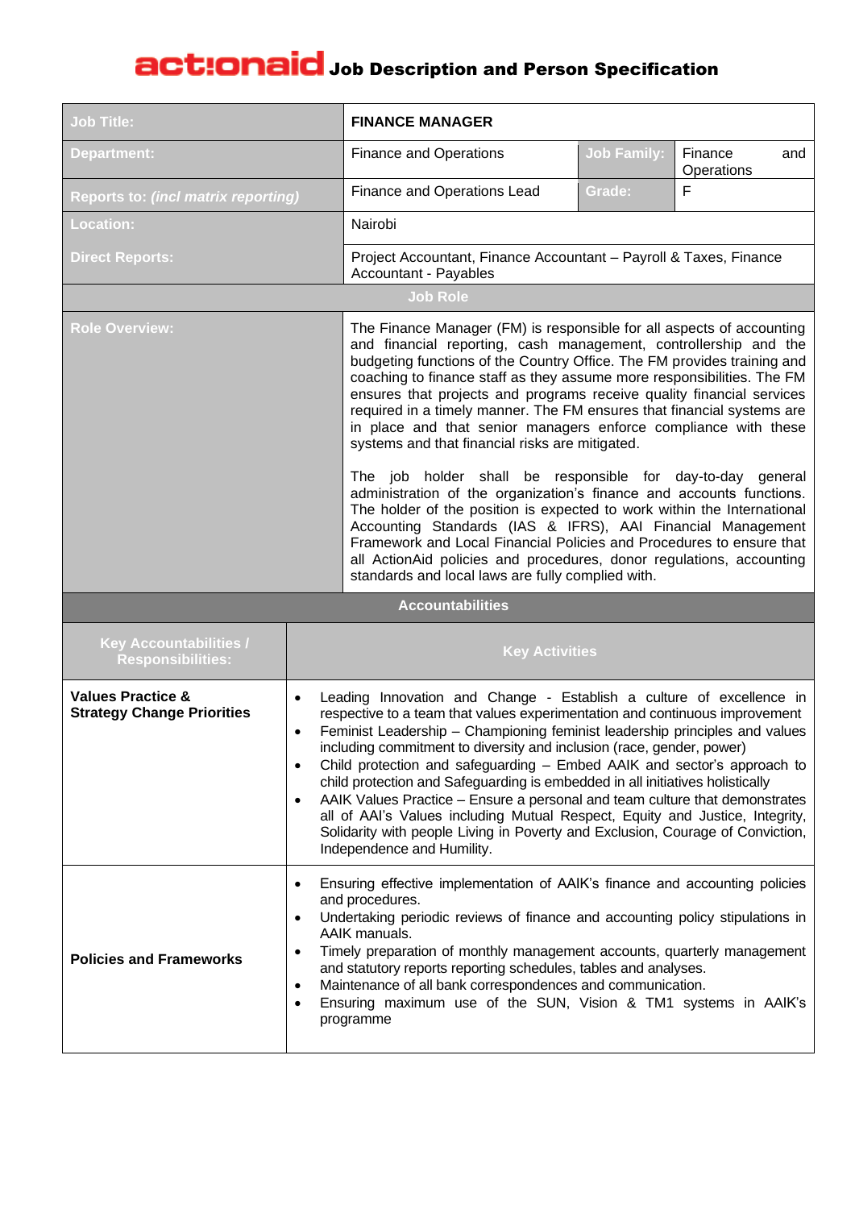# actionaid Job Description and Person Specification

| | | | |
|---|---|---|---|
| **Job Title:** | **FINANCE MANAGER** | | |
| **Department:** | Finance and Operations | **Job Family:** | Finance and Operations |
| **Reports to:** *(incl matrix reporting)* | Finance and Operations Lead | **Grade:** | F |
| **Location:** | Nairobi | | |
| **Direct Reports:** | Project Accountant, Finance Accountant – Payroll & Taxes, Finance Accountant - Payables | | |

## Job Role

| | |
|---|---|
| **Role Overview:** | The Finance Manager (FM) is responsible for all aspects of accounting and financial reporting, cash management, controllership and the budgeting functions of the Country Office. The FM provides training and coaching to finance staff as they assume more responsibilities. The FM ensures that projects and programs receive quality financial services required in a timely manner. The FM ensures that financial systems are in place and that senior managers enforce compliance with these systems and that financial risks are mitigated.<br><br>The job holder shall be responsible for day-to-day general administration of the organization's finance and accounts functions. The holder of the position is expected to work within the International Accounting Standards (IAS & IFRS), AAI Financial Management Framework and Local Financial Policies and Procedures to ensure that all ActionAid policies and procedures, donor regulations, accounting standards and local laws are fully complied with. |

## Accountabilities

| Key Accountabilities / Responsibilities: | Key Activities |
|---|---|
| **Values Practice & Strategy Change Priorities** | • Leading Innovation and Change - Establish a culture of excellence in respective to a team that values experimentation and continuous improvement<br>• Feminist Leadership – Championing feminist leadership principles and values including commitment to diversity and inclusion (race, gender, power)<br>• Child protection and safeguarding – Embed AAIK and sector's approach to child protection and Safeguarding is embedded in all initiatives holistically<br>• AAIK Values Practice – Ensure a personal and team culture that demonstrates all of AAI's Values including Mutual Respect, Equity and Justice, Integrity, Solidarity with people Living in Poverty and Exclusion, Courage of Conviction, Independence and Humility. |
| **Policies and Frameworks** | • Ensuring effective implementation of AAIK's finance and accounting policies and procedures.<br>• Undertaking periodic reviews of finance and accounting policy stipulations in AAIK manuals.<br>• Timely preparation of monthly management accounts, quarterly management and statutory reports reporting schedules, tables and analyses.<br>• Maintenance of all bank correspondences and communication.<br>• Ensuring maximum use of the SUN, Vision & TM1 systems in AAIK's programme |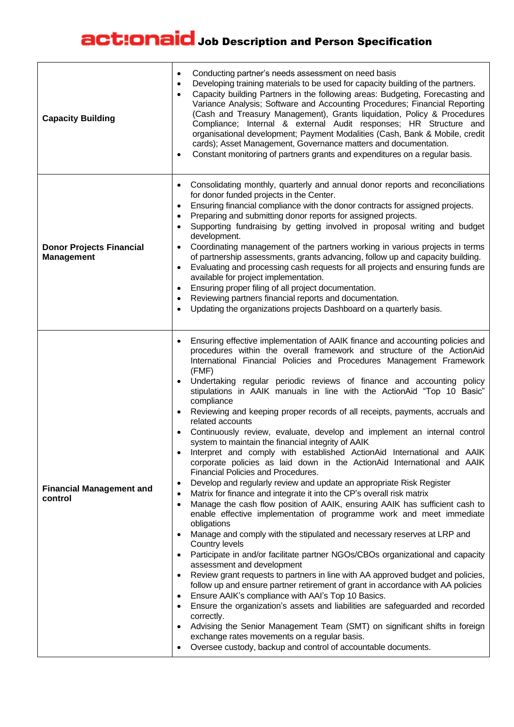# actionaid Job Description and Person Specification

| | |
|---|---|
| **Capacity Building** | • Conducting partner's needs assessment on need basis<br>• Developing training materials to be used for capacity building of the partners.<br>• Capacity building Partners in the following areas: Budgeting, Forecasting and Variance Analysis; Software and Accounting Procedures; Financial Reporting (Cash and Treasury Management), Grants liquidation, Policy & Procedures Compliance; Internal & external Audit responses; HR Structure and organisational development; Payment Modalities (Cash, Bank & Mobile, credit cards); Asset Management, Governance matters and documentation.<br>• Constant monitoring of partners grants and expenditures on a regular basis. |
| **Donor Projects Financial Management** | • Consolidating monthly, quarterly and annual donor reports and reconciliations for donor funded projects in the Center.<br>• Ensuring financial compliance with the donor contracts for assigned projects.<br>• Preparing and submitting donor reports for assigned projects.<br>• Supporting fundraising by getting involved in proposal writing and budget development.<br>• Coordinating management of the partners working in various projects in terms of partnership assessments, grants advancing, follow up and capacity building.<br>• Evaluating and processing cash requests for all projects and ensuring funds are available for project implementation.<br>• Ensuring proper filing of all project documentation.<br>• Reviewing partners financial reports and documentation.<br>• Updating the organizations projects Dashboard on a quarterly basis. |
| **Financial Management and control** | • Ensuring effective implementation of AAIK finance and accounting policies and procedures within the overall framework and structure of the ActionAid International Financial Policies and Procedures Management Framework (FMF)<br>• Undertaking regular periodic reviews of finance and accounting policy stipulations in AAIK manuals in line with the ActionAid "Top 10 Basic" compliance<br>• Reviewing and keeping proper records of all receipts, payments, accruals and related accounts<br>• Continuously review, evaluate, develop and implement an internal control system to maintain the financial integrity of AAIK<br>• Interpret and comply with established ActionAid International and AAIK corporate policies as laid down in the ActionAid International and AAIK Financial Policies and Procedures.<br>• Develop and regularly review and update an appropriate Risk Register<br>• Matrix for finance and integrate it into the CP's overall risk matrix<br>• Manage the cash flow position of AAIK, ensuring AAIK has sufficient cash to enable effective implementation of programme work and meet immediate obligations<br>• Manage and comply with the stipulated and necessary reserves at LRP and Country levels<br>• Participate in and/or facilitate partner NGOs/CBOs organizational and capacity assessment and development<br>• Review grant requests to partners in line with AA approved budget and policies, follow up and ensure partner retirement of grant in accordance with AA policies<br>• Ensure AAIK's compliance with AAI's Top 10 Basics.<br>• Ensure the organization's assets and liabilities are safeguarded and recorded correctly.<br>• Advising the Senior Management Team (SMT) on significant shifts in foreign exchange rates movements on a regular basis.<br>• Oversee custody, backup and control of accountable documents. |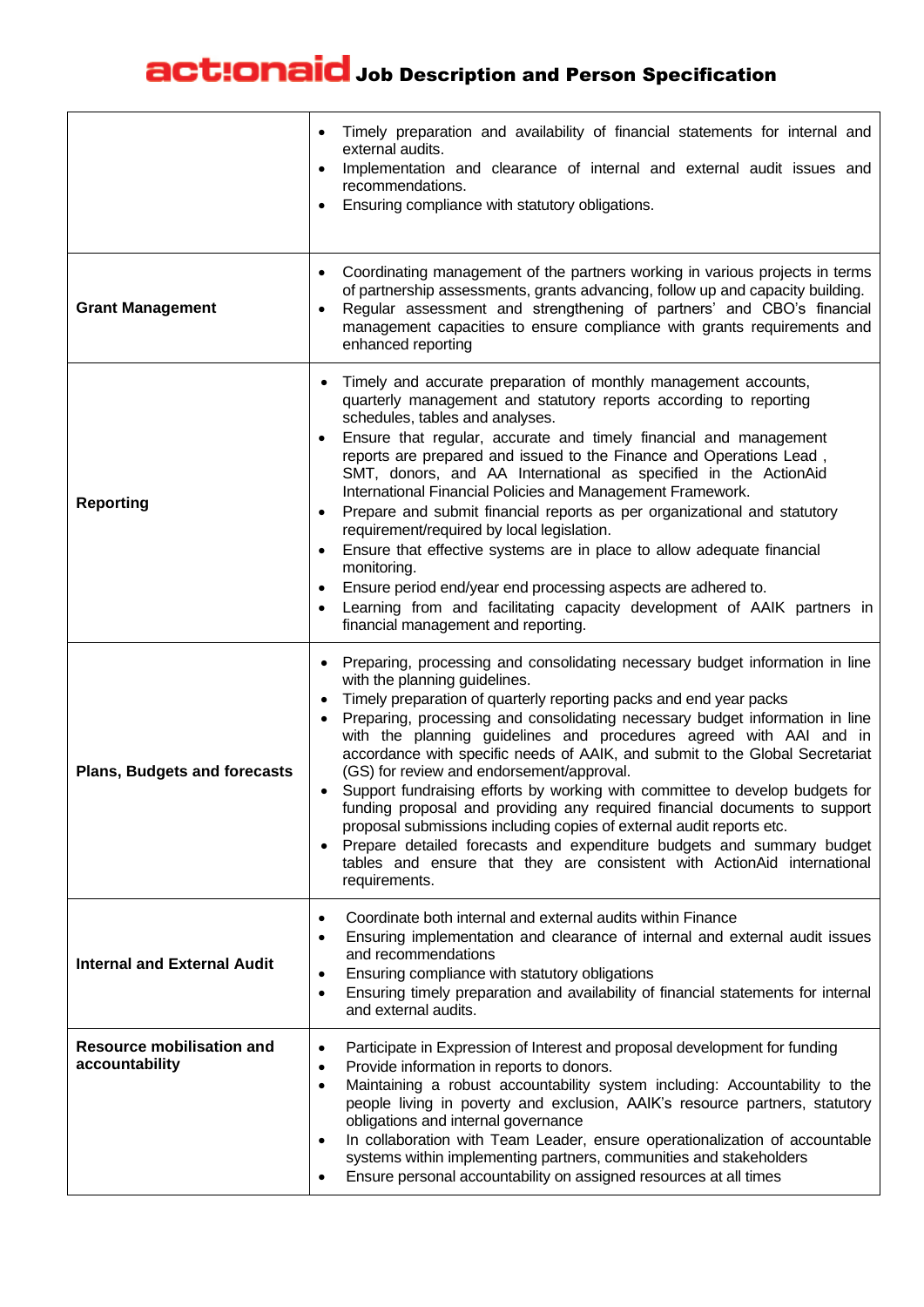| | |
|---|---|
| | • Timely preparation and availability of financial statements for internal and external audits.<br>• Implementation and clearance of internal and external audit issues and recommendations.<br>• Ensuring compliance with statutory obligations. |
| **Grant Management** | • Coordinating management of the partners working in various projects in terms of partnership assessments, grants advancing, follow up and capacity building.<br>• Regular assessment and strengthening of partners' and CBO's financial management capacities to ensure compliance with grants requirements and enhanced reporting |
| **Reporting** | • Timely and accurate preparation of monthly management accounts, quarterly management and statutory reports according to reporting schedules, tables and analyses.<br>• Ensure that regular, accurate and timely financial and management reports are prepared and issued to the Finance and Operations Lead , SMT, donors, and AA International as specified in the ActionAid International Financial Policies and Management Framework.<br>• Prepare and submit financial reports as per organizational and statutory requirement/required by local legislation.<br>• Ensure that effective systems are in place to allow adequate financial monitoring.<br>• Ensure period end/year end processing aspects are adhered to.<br>• Learning from and facilitating capacity development of AAIK partners in financial management and reporting. |
| **Plans, Budgets and forecasts** | • Preparing, processing and consolidating necessary budget information in line with the planning guidelines.<br>• Timely preparation of quarterly reporting packs and end year packs<br>• Preparing, processing and consolidating necessary budget information in line with the planning guidelines and procedures agreed with AAI and in accordance with specific needs of AAIK, and submit to the Global Secretariat (GS) for review and endorsement/approval.<br>• Support fundraising efforts by working with committee to develop budgets for funding proposal and providing any required financial documents to support proposal submissions including copies of external audit reports etc.<br>• Prepare detailed forecasts and expenditure budgets and summary budget tables and ensure that they are consistent with ActionAid international requirements. |
| **Internal and External Audit** | • Coordinate both internal and external audits within Finance<br>• Ensuring implementation and clearance of internal and external audit issues and recommendations<br>• Ensuring compliance with statutory obligations<br>• Ensuring timely preparation and availability of financial statements for internal and external audits. |
| **Resource mobilisation and accountability** | • Participate in Expression of Interest and proposal development for funding<br>• Provide information in reports to donors.<br>• Maintaining a robust accountability system including: Accountability to the people living in poverty and exclusion, AAIK's resource partners, statutory obligations and internal governance<br>• In collaboration with Team Leader, ensure operationalization of accountable systems within implementing partners, communities and stakeholders<br>• Ensure personal accountability on assigned resources at all times |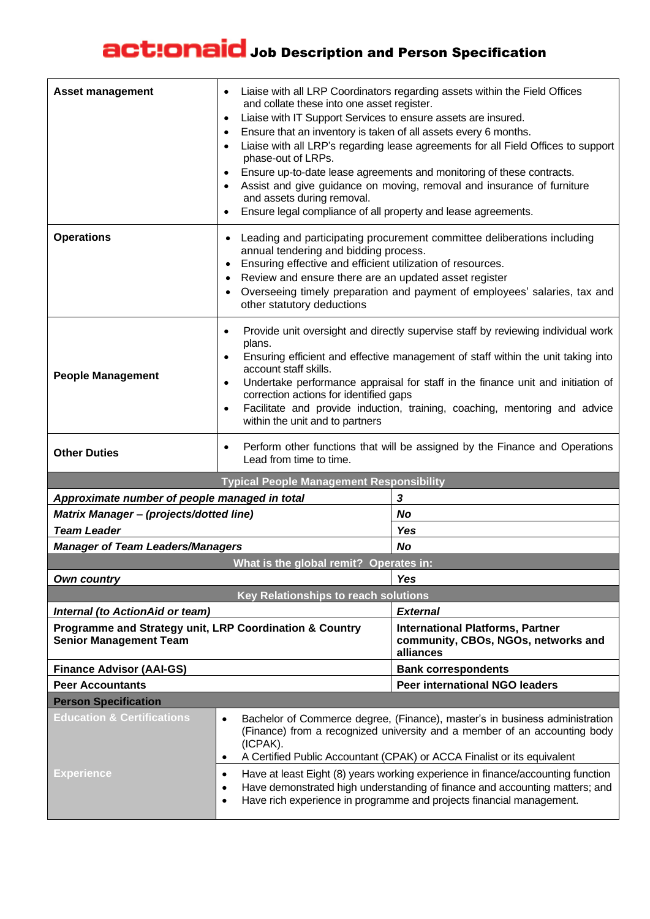# act!onaid Job Description and Person Specification

| | |
|---|---|
| **Asset management** | • Liaise with all LRP Coordinators regarding assets within the Field Offices and collate these into one asset register.<br>• Liaise with IT Support Services to ensure assets are insured.<br>• Ensure that an inventory is taken of all assets every 6 months.<br>• Liaise with all LRP's regarding lease agreements for all Field Offices to support phase-out of LRPs.<br>• Ensure up-to-date lease agreements and monitoring of these contracts.<br>• Assist and give guidance on moving, removal and insurance of furniture and assets during removal.<br>• Ensure legal compliance of all property and lease agreements. |
| **Operations** | • Leading and participating procurement committee deliberations including annual tendering and bidding process.<br>• Ensuring effective and efficient utilization of resources.<br>• Review and ensure there are an updated asset register<br>• Overseeing timely preparation and payment of employees' salaries, tax and other statutory deductions |
| **People Management** | • Provide unit oversight and directly supervise staff by reviewing individual work plans.<br>• Ensuring efficient and effective management of staff within the unit taking into account staff skills.<br>• Undertake performance appraisal for staff in the finance unit and initiation of correction actions for identified gaps<br>• Facilitate and provide induction, training, coaching, mentoring and advice within the unit and to partners |
| **Other Duties** | • Perform other functions that will be assigned by the Finance and Operations Lead from time to time. |

| **Typical People Management Responsibility** | |
|---|---|
| ***Approximate number of people managed in total*** | ***3*** |
| ***Matrix Manager – (projects/dotted line)*** | ***No*** |
| ***Team Leader*** | ***Yes*** |
| ***Manager of Team Leaders/Managers*** | ***No*** |
| **What is the global remit? Operates in:** | |
| ***Own country*** | ***Yes*** |
| **Key Relationships to reach solutions** | |
| ***Internal (to ActionAid or team)*** | ***External*** |
| **Programme and Strategy unit, LRP Coordination & Country Senior Management Team** | **International Platforms, Partner community, CBOs, NGOs, networks and alliances** |
| **Finance Advisor (AAI-GS)** | **Bank correspondents** |
| **Peer Accountants** | **Peer international NGO leaders** |

| **Person Specification** | |
|---|---|
| **Education & Certifications** | • Bachelor of Commerce degree, (Finance), master's in business administration (Finance) from a recognized university and a member of an accounting body (ICPAK).<br>• A Certified Public Accountant (CPAK) or ACCA Finalist or its equivalent |
| **Experience** | • Have at least Eight (8) years working experience in finance/accounting function<br>• Have demonstrated high understanding of finance and accounting matters; and<br>• Have rich experience in programme and projects financial management. |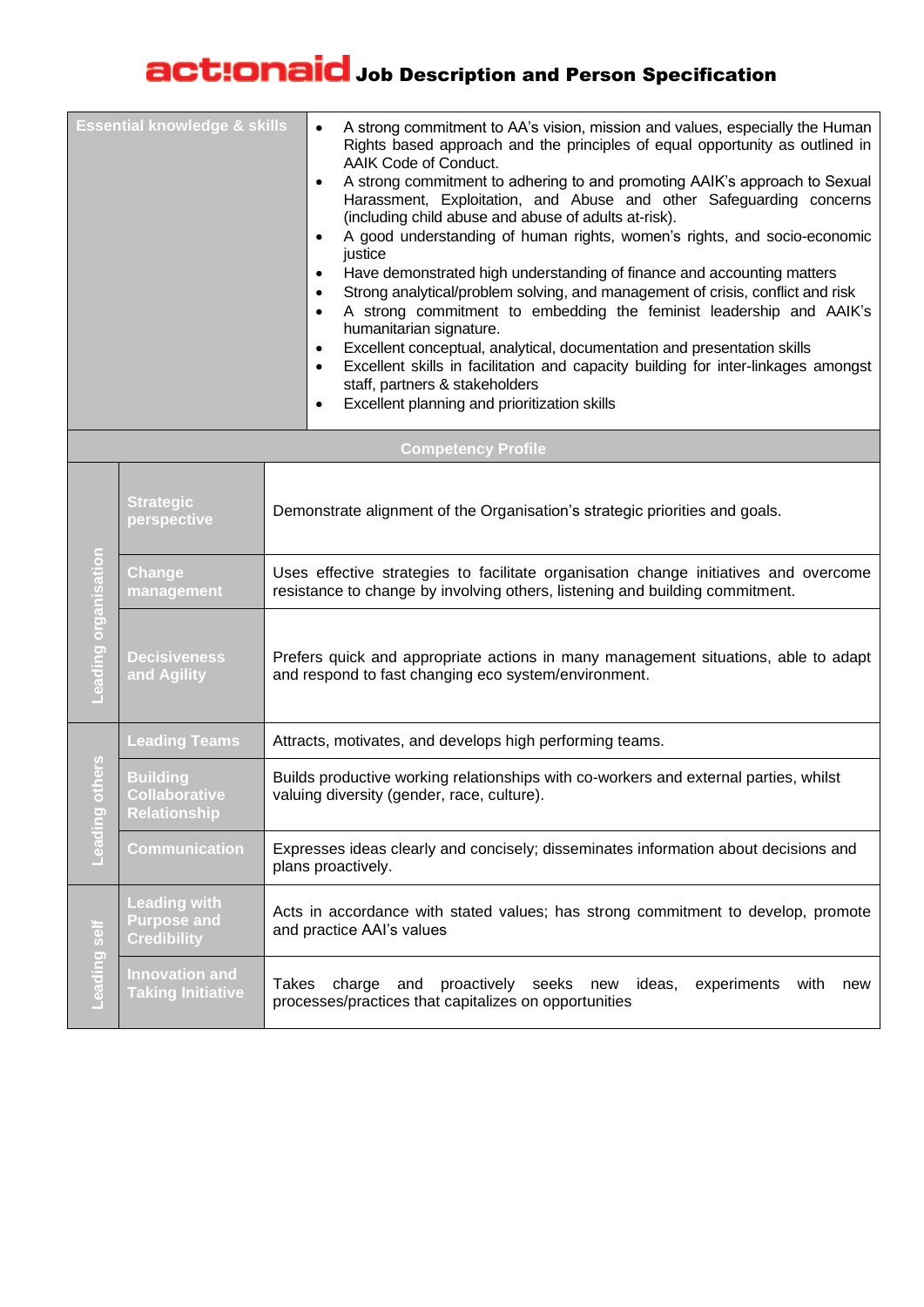# actionaid Job Description and Person Specification

| | |
|---|---|
| **Essential knowledge & skills** | • A strong commitment to AA's vision, mission and values, especially the Human Rights based approach and the principles of equal opportunity as outlined in AAIK Code of Conduct.<br>• A strong commitment to adhering to and promoting AAIK's approach to Sexual Harassment, Exploitation, and Abuse and other Safeguarding concerns (including child abuse and abuse of adults at-risk).<br>• A good understanding of human rights, women's rights, and socio-economic justice<br>• Have demonstrated high understanding of finance and accounting matters<br>• Strong analytical/problem solving, and management of crisis, conflict and risk<br>• A strong commitment to embedding the feminist leadership and AAIK's humanitarian signature.<br>• Excellent conceptual, analytical, documentation and presentation skills<br>• Excellent skills in facilitation and capacity building for inter-linkages amongst staff, partners & stakeholders<br>• Excellent planning and prioritization skills |

**Competency Profile**

| | | |
|---|---|---|
| **Leading organisation** | **Strategic perspective** | Demonstrate alignment of the Organisation's strategic priorities and goals. |
| | **Change management** | Uses effective strategies to facilitate organisation change initiatives and overcome resistance to change by involving others, listening and building commitment. |
| | **Decisiveness and Agility** | Prefers quick and appropriate actions in many management situations, able to adapt and respond to fast changing eco system/environment. |
| **Leading others** | **Leading Teams** | Attracts, motivates, and develops high performing teams. |
| | **Building Collaborative Relationship** | Builds productive working relationships with co-workers and external parties, whilst valuing diversity (gender, race, culture). |
| | **Communication** | Expresses ideas clearly and concisely; disseminates information about decisions and plans proactively. |
| **Leading self** | **Leading with Purpose and Credibility** | Acts in accordance with stated values; has strong commitment to develop, promote and practice AAI's values |
| | **Innovation and Taking Initiative** | Takes charge and proactively seeks new ideas, experiments with new processes/practices that capitalizes on opportunities |